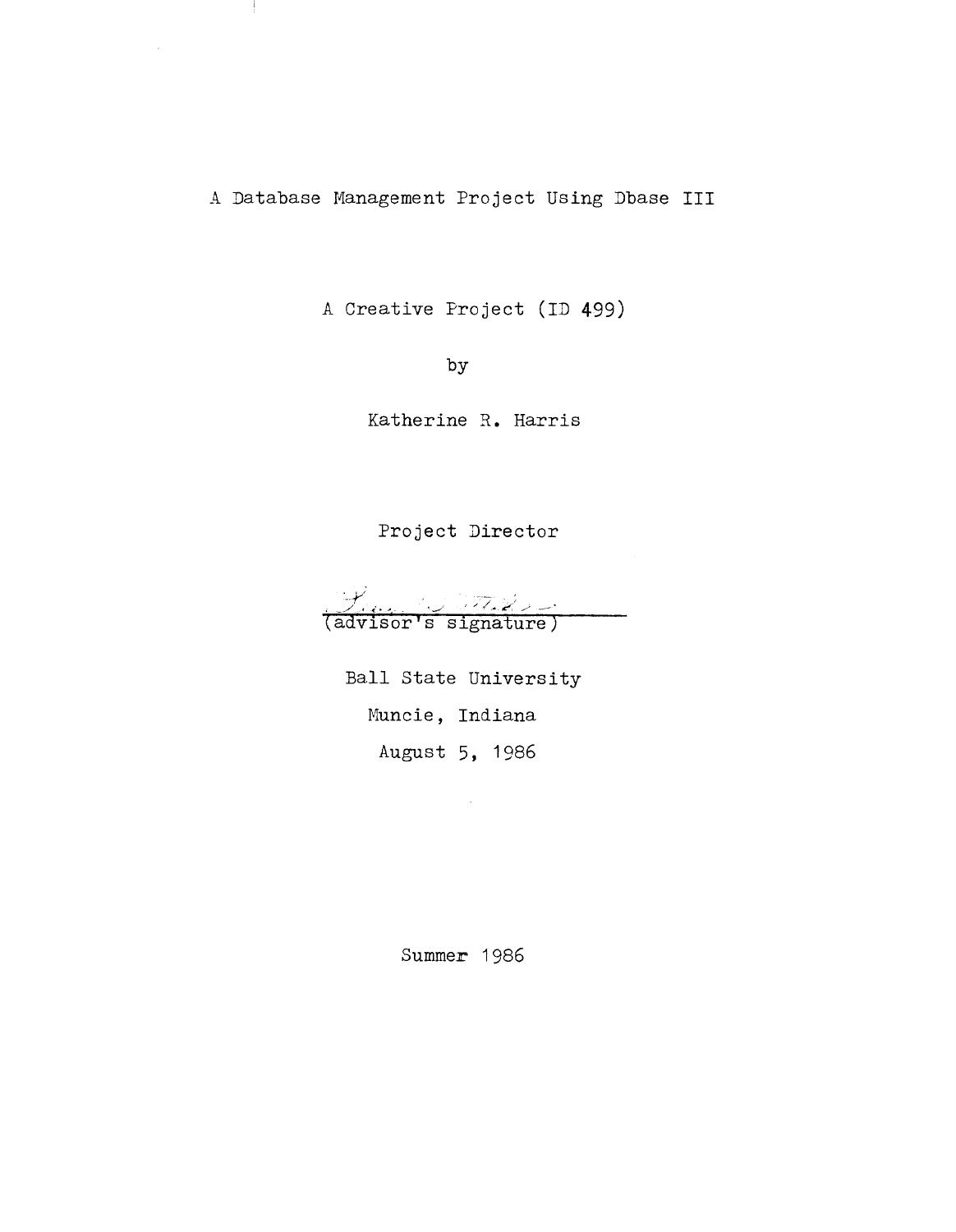# A Database Management Project Using Dbase III

A Creative Project (ID 499)

by

Katherine R. Harris

Project Director

(advisor's signature)

Ball State University

Muncie, Indiana

August 5, 1986

Summer 1986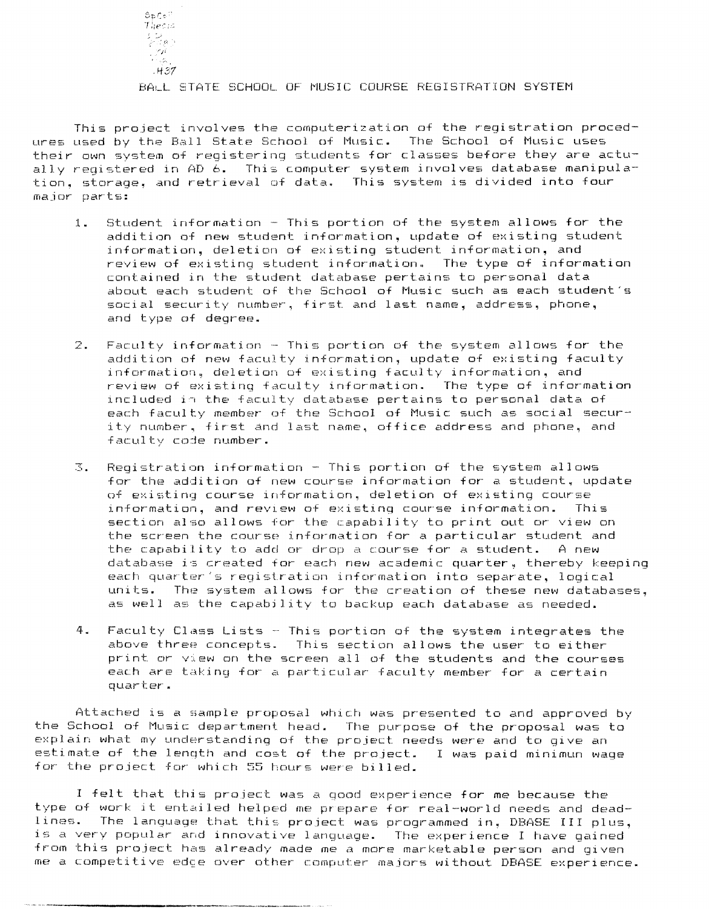SpColl
Thesis
LD
2489
.Z4
1986
.H37

# BALL STATE SCHOOL OF MUSIC COURSE REGISTRATION SYSTEM

This project involves the computerization of the registration procedures used by the Ball State School of Music. The School of Music uses their own system of registering students for classes before they are actually registered in AD 6. This computer system involves database manipulation, storage, and retrieval of data. This system is divided into four major parts:

1. Student information - This portion of the system allows for the addition of new student information, update of existing student information, deletion of existing student information, and review of existing student information. The type of information contained in the student database pertains to personal data about each student of the School of Music such as each student's social security number, first and last name, address, phone, and type of degree.

2. Faculty information - This portion of the system allows for the addition of new faculty information, update of existing faculty information, deletion of existing faculty information, and review of existing faculty information. The type of information included in the faculty database pertains to personal data of each faculty member of the School of Music such as social security number, first and last name, office address and phone, and faculty code number.

3. Registration information - This portion of the system allows for the addition of new course information for a student, update of existing course information, deletion of existing course information, and review of existing course information. This section also allows for the capability to print out or view on the screen the course information for a particular student and the capability to add or drop a course for a student. A new database is created for each new academic quarter, thereby keeping each quarter's registration information into separate, logical units. The system allows for the creation of these new databases, as well as the capability to backup each database as needed.

4. Faculty Class Lists - This portion of the system integrates the above three concepts. This section allows the user to either print or view on the screen all of the students and the courses each are taking for a particular faculty member for a certain quarter.

Attached is a sample proposal which was presented to and approved by the School of Music department head. The purpose of the proposal was to explain what my understanding of the project needs were and to give an estimate of the length and cost of the project. I was paid minimun wage for the project for which 55 hours were billed.

I felt that this project was a good experience for me because the type of work it entailed helped me prepare for real-world needs and deadlines. The language that this project was programmed in, DBASE III plus, is a very popular and innovative language. The experience I have gained from this project has already made me a more marketable person and given me a competitive edge over other computer majors without DBASE experience.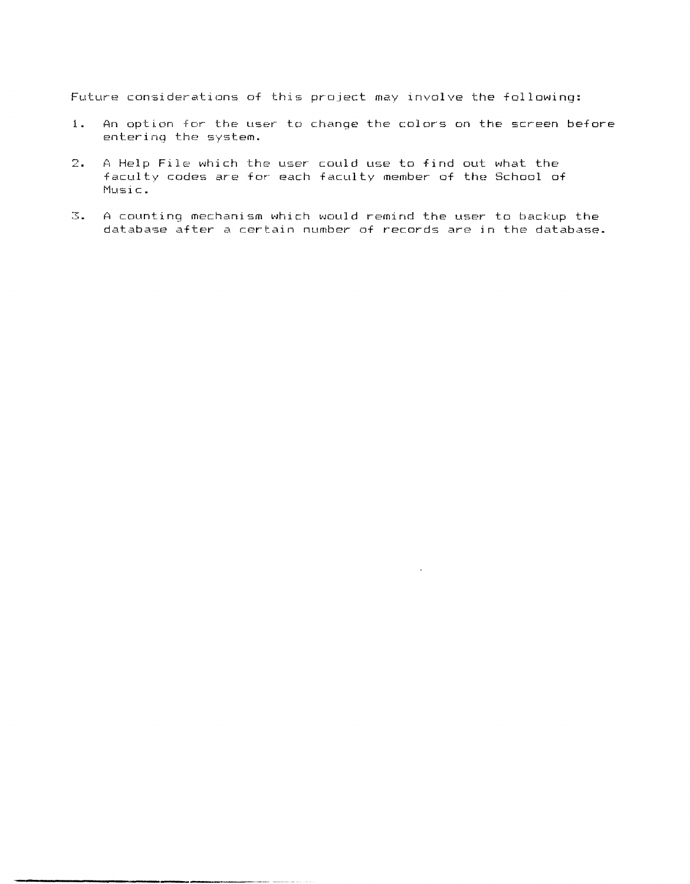Future considerations of this project may involve the following:

1. An option for the user to change the colors on the screen before entering the system.

2. A Help File which the user could use to find out what the faculty codes are for each faculty member of the School of Music.

3. A counting mechanism which would remind the user to backup the database after a certain number of records are in the database.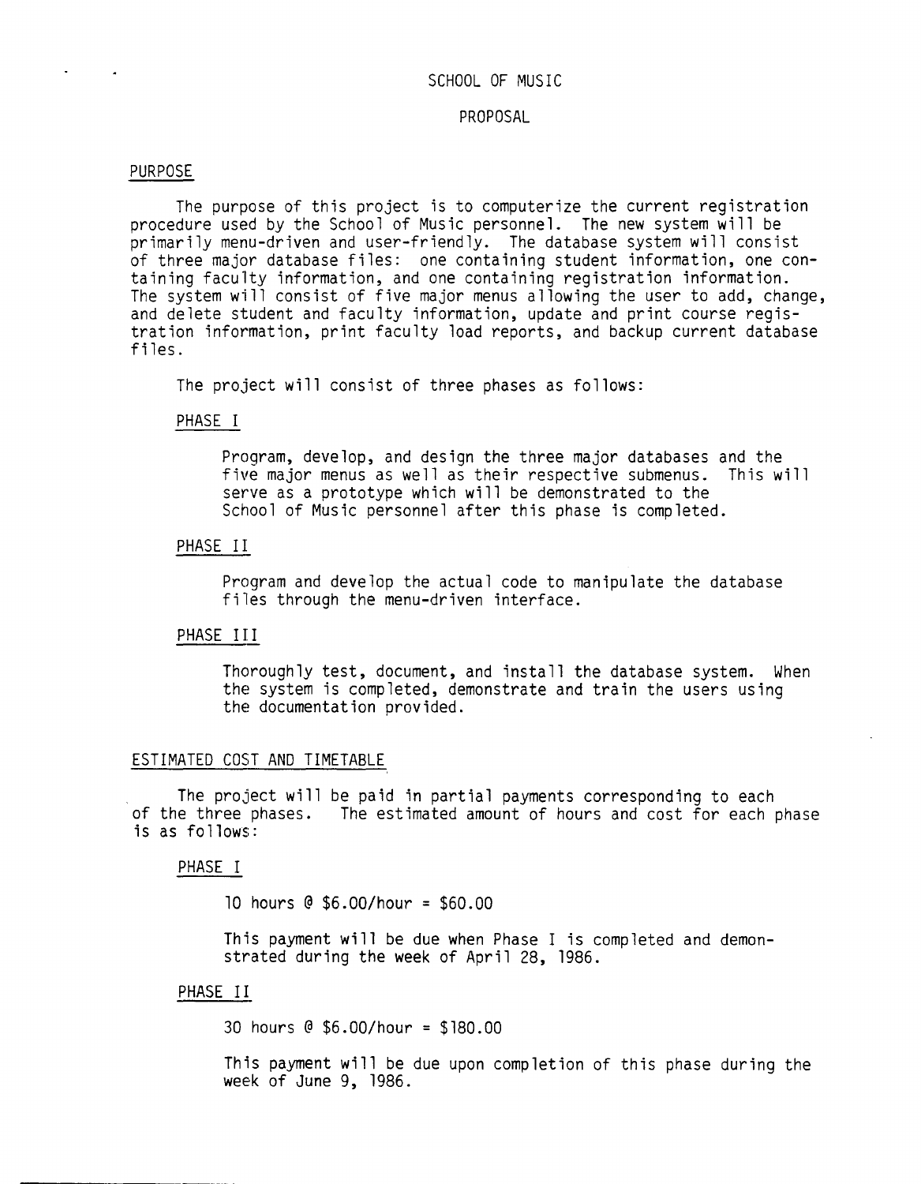# SCHOOL OF MUSIC

## PROPOSAL

### PURPOSE

The purpose of this project is to computerize the current registration procedure used by the School of Music personnel. The new system will be primarily menu-driven and user-friendly. The database system will consist of three major database files: one containing student information, one containing faculty information, and one containing registration information. The system will consist of five major menus allowing the user to add, change, and delete student and faculty information, update and print course registration information, print faculty load reports, and backup current database files.

The project will consist of three phases as follows:

#### PHASE I

Program, develop, and design the three major databases and the five major menus as well as their respective submenus. This will serve as a prototype which will be demonstrated to the School of Music personnel after this phase is completed.

#### PHASE II

Program and develop the actual code to manipulate the database files through the menu-driven interface.

#### PHASE III

Thoroughly test, document, and install the database system. When the system is completed, demonstrate and train the users using the documentation provided.

### ESTIMATED COST AND TIMETABLE

The project will be paid in partial payments corresponding to each of the three phases. The estimated amount of hours and cost for each phase is as follows:

#### PHASE I

10 hours @ $6.00/hour = $60.00

This payment will be due when Phase I is completed and demonstrated during the week of April 28, 1986.

#### PHASE II

30 hours @ $6.00/hour = $180.00

This payment will be due upon completion of this phase during the week of June 9, 1986.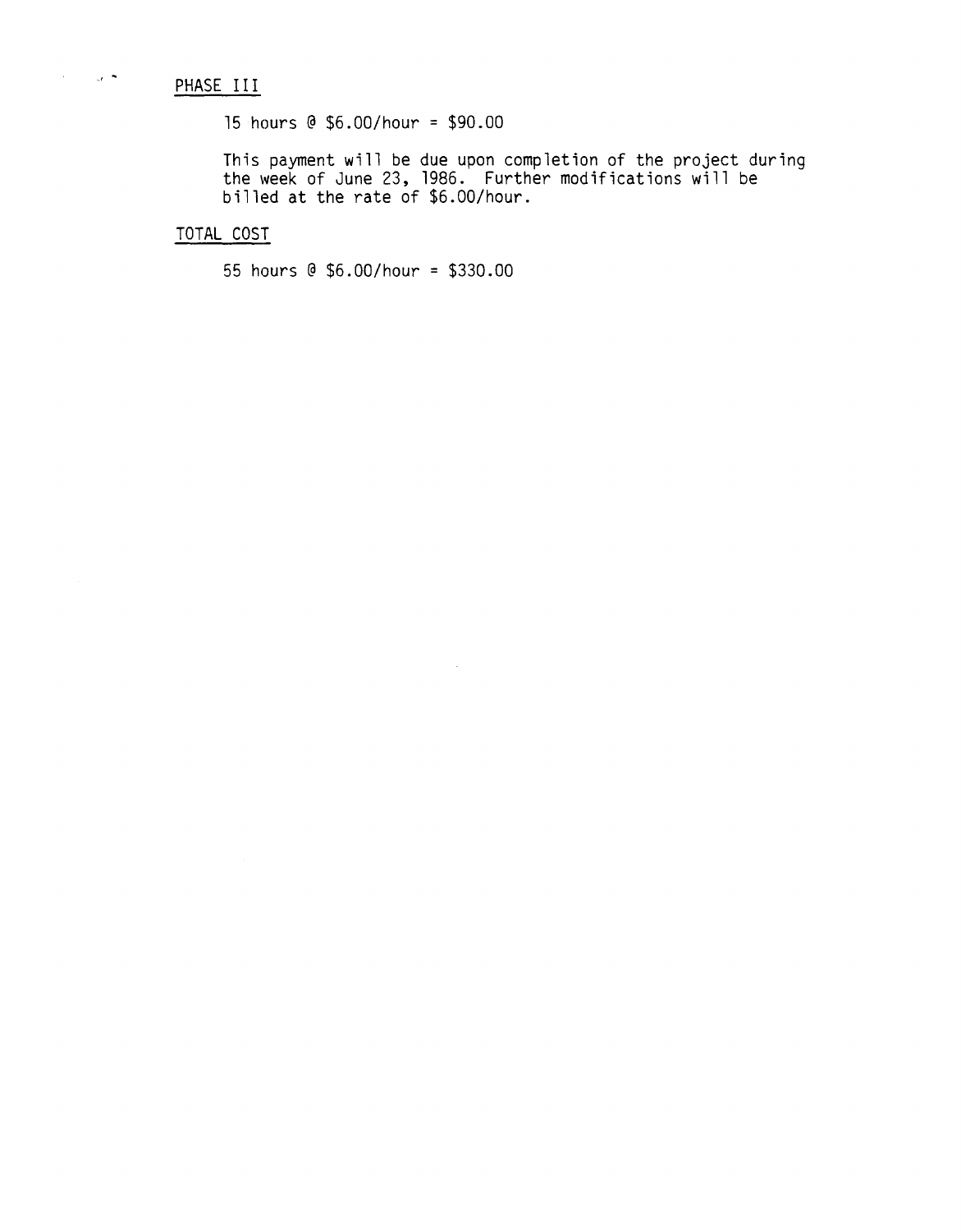## PHASE III

15 hours @ $6.00/hour = $90.00

This payment will be due upon completion of the project during the week of June 23, 1986. Further modifications will be billed at the rate of $6.00/hour.

## TOTAL COST

55 hours @ $6.00/hour = $330.00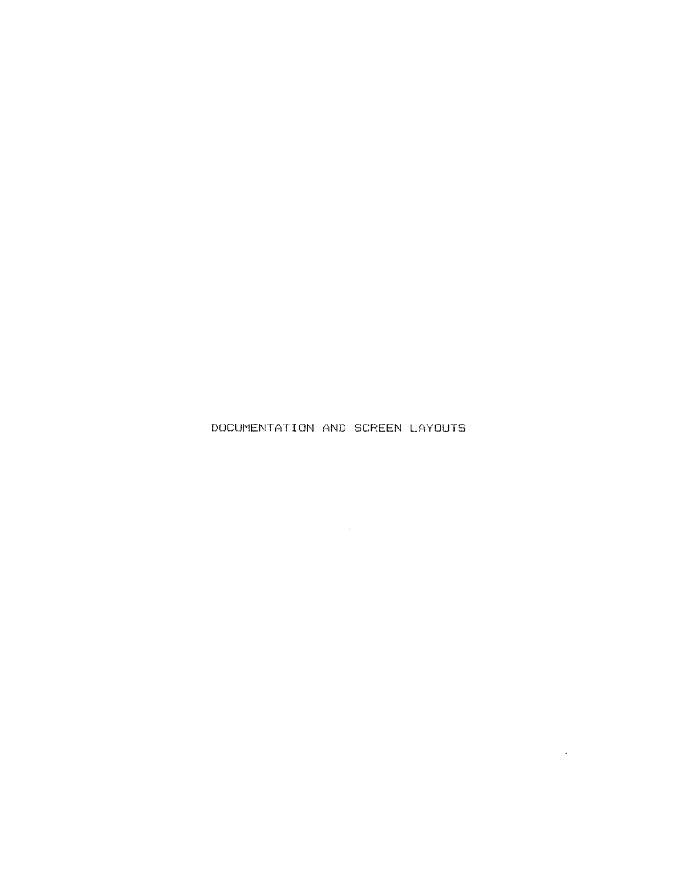# DOCUMENTATION AND SCREEN LAYOUTS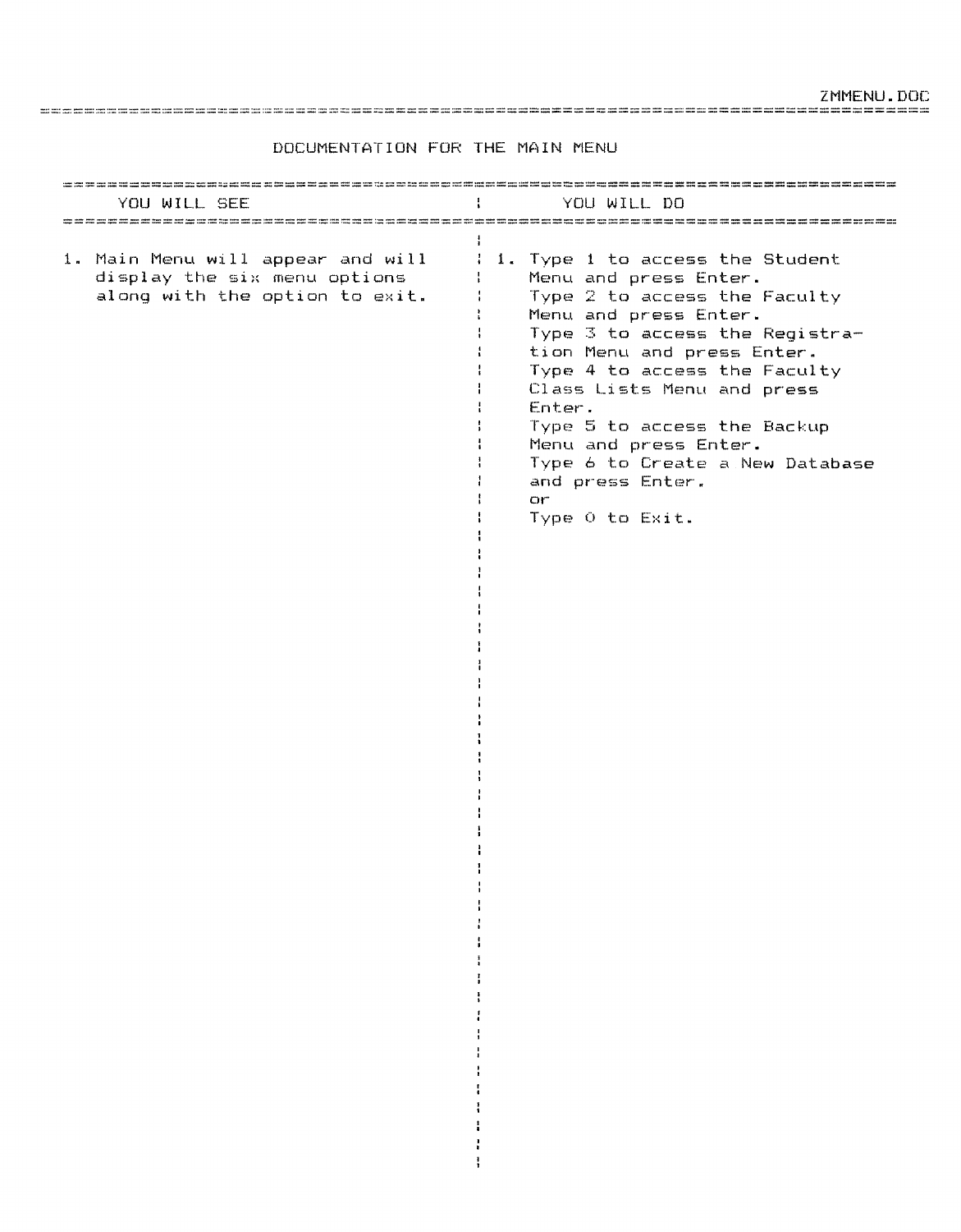ZMMENU.DOC

# DOCUMENTATION FOR THE MAIN MENU

| YOU WILL SEE | YOU WILL DO |
|---|---|
| 1. Main Menu will appear and will display the six menu options along with the option to exit. | 1. Type 1 to access the Student Menu and press Enter.<br>Type 2 to access the Faculty Menu and press Enter.<br>Type 3 to access the Registration Menu and press Enter.<br>Type 4 to access the Faculty Class Lists Menu and press Enter.<br>Type 5 to access the Backup Menu and press Enter.<br>Type 6 to Create a New Database and press Enter.<br>or<br>Type 0 to Exit. |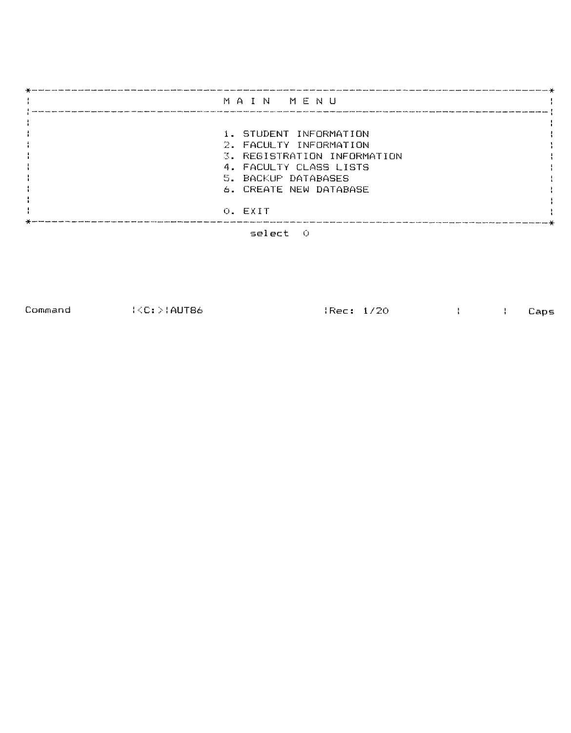```
*--------------------------------------------------------------------------------------------*
|                                    M A I N   M E N U                                       |
|--------------------------------------------------------------------------------------------|
|                                                                                            |
|                                  1. STUDENT INFORMATION                                    |
|                                  2. FACULTY INFORMATION                                    |
|                                  3. REGISTRATION INFORMATION                               |
|                                  4. FACULTY CLASS LISTS                                    |
|                                  5. BACKUP DATABASES                                       |
|                                  6. CREATE NEW DATABASE                                    |
|                                                                                            |
|                                  0. EXIT                                                   |
*--------------------------------------------------------------------------------------------*
                                      select  0



Command         |<C:>|AUT86                |Rec: 1/20           |      |    Caps
```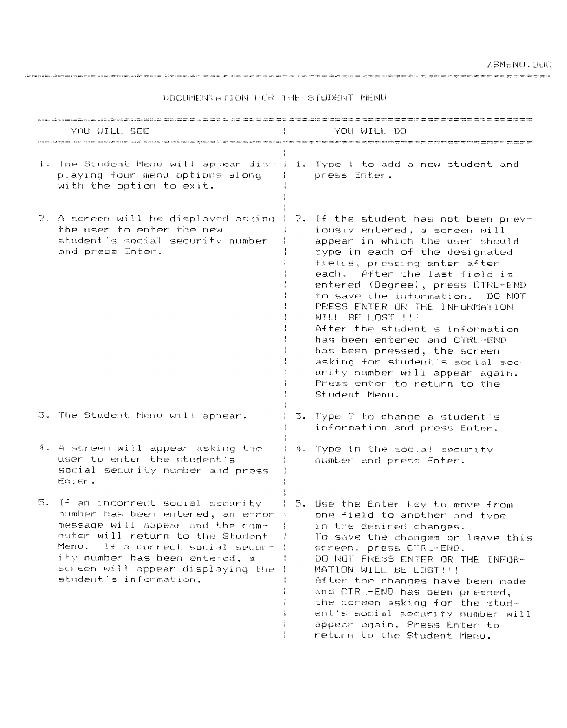# DOCUMENTATION FOR THE STUDENT MENU

| YOU WILL SEE | YOU WILL DO |
|---|---|
| 1. The Student Menu will appear displaying four menu options along with the option to exit. | 1. Type 1 to add a new student and press Enter. |
| 2. A screen will be displayed asking the user to enter the new student's social security number and press Enter. | 2. If the student has not been previously entered, a screen will appear in which the user should type in each of the designated fields, pressing enter after each. After the last field is entered (Degree), press CTRL-END to save the information. DO NOT PRESS ENTER OR THE INFORMATION WILL BE LOST !!! After the student's information has been entered and CTRL-END has been pressed, the screen asking for student's social security number will appear again. Press enter to return to the Student Menu. |
| 3. The Student Menu will appear. | 3. Type 2 to change a student's information and press Enter. |
| 4. A screen will appear asking the user to enter the student's social security number and press Enter. | 4. Type in the social security number and press Enter. |
| 5. If an incorrect social security number has been entered, an error message will appear and the computer will return to the Student Menu. If a correct social security number has been entered, a screen will appear displaying the student's information. | 5. Use the Enter key to move from one field to another and type in the desired changes. To save the changes or leave this screen, press CTRL-END. DO NOT PRESS ENTER OR THE INFORMATION WILL BE LOST!!! After the changes have been made and CTRL-END has been pressed, the screen asking for the student's social security number will appear again. Press Enter to return to the Student Menu. |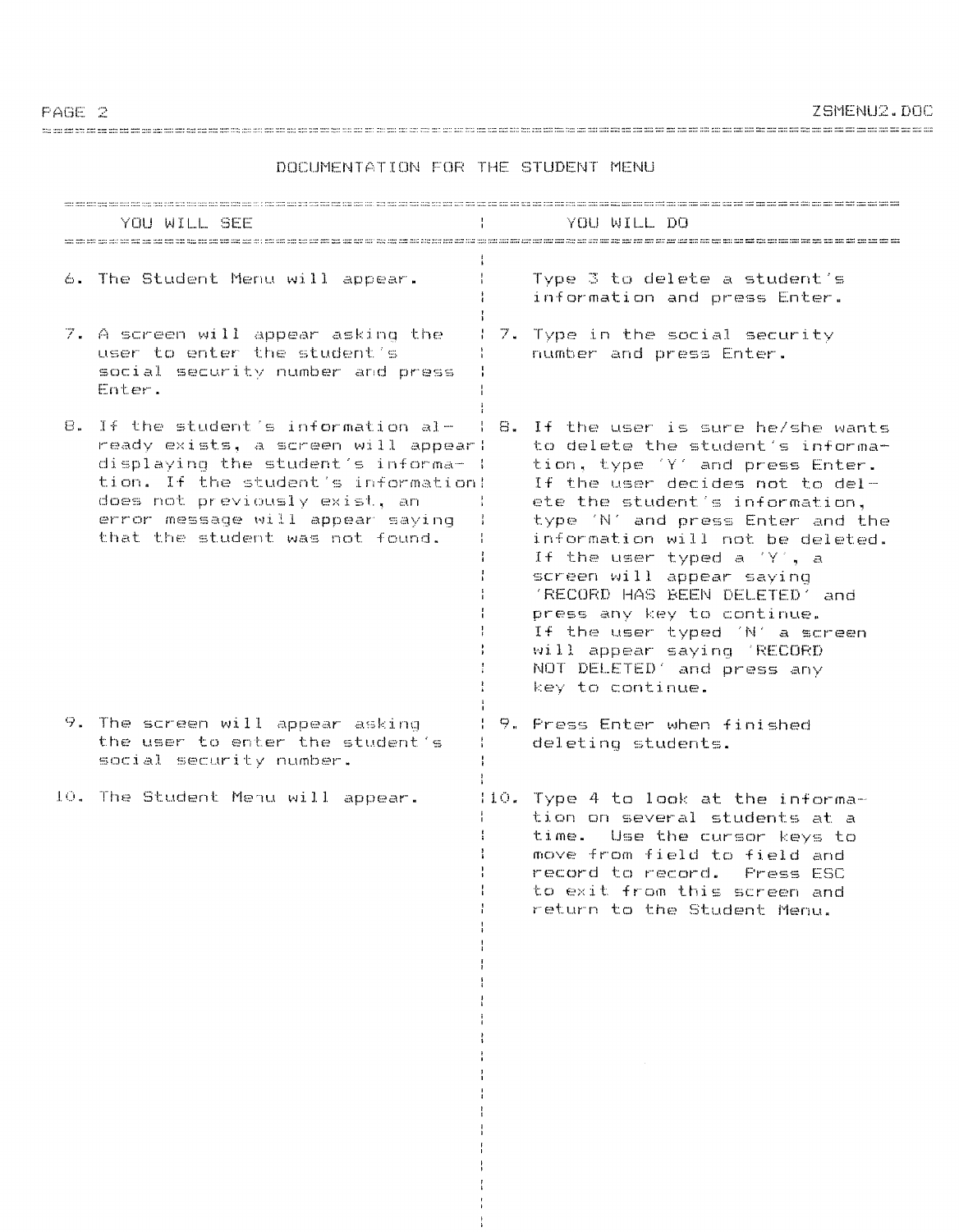# DOCUMENTATION FOR THE STUDENT MENU

| YOU WILL SEE | YOU WILL DO |
|---|---|
| 6. The Student Menu will appear. | Type 3 to delete a student's information and press Enter. |
| 7. A screen will appear asking the user to enter the student's social security number and press Enter. | 7. Type in the social security number and press Enter. |
| 8. If the student's information already exists, a screen will appear displaying the student's information. If the student's information does not previously exist, an error message will appear saying that the student was not found. | 8. If the user is sure he/she wants to delete the student's information, type 'Y' and press Enter. If the user decides not to delete the student's information, type 'N' and press Enter and the information will not be deleted. If the user typed a 'Y', a screen will appear saying 'RECORD HAS BEEN DELETED' and press any key to continue. If the user typed 'N' a screen will appear saying 'RECORD NOT DELETED' and press any key to continue. |
| 9. The screen will appear asking the user to enter the student's social security number. | 9. Press Enter when finished deleting students. |
| 10. The Student Menu will appear. | 10. Type 4 to look at the information on several students at a time. Use the cursor keys to move from field to field and record to record. Press ESC to exit from this screen and return to the Student Menu. |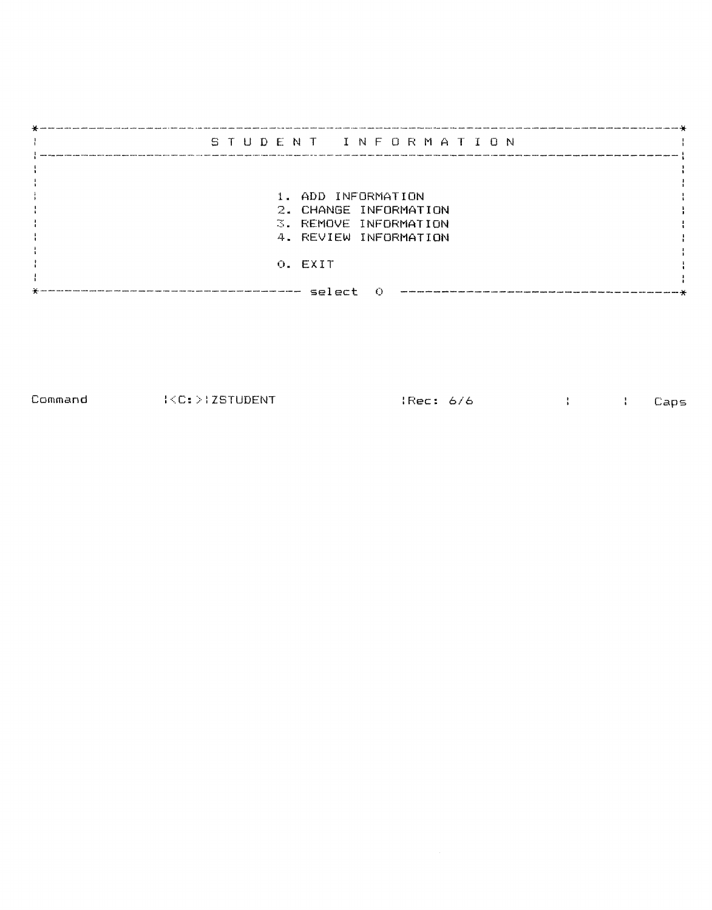```
*-----------------------------------------------------------------------------------------*
:                          S T U D E N T   I N F O R M A T I O N                          :
:-----------------------------------------------------------------------------------------:
:                                                                                         :
:                                                                                         :
:                                  1. ADD INFORMATION                                     :
:                                  2. CHANGE INFORMATION                                  :
:                                  3. REMOVE INFORMATION                                  :
:                                  4. REVIEW INFORMATION                                  :
:                                                                                         :
:                                  0. EXIT                                                :
:                                                                                         :
*------------------------------------ select  0  -----------------------------------------*



Command          :<C:>:ZSTUDENT                 :Rec: 6/6            :       :    Caps
```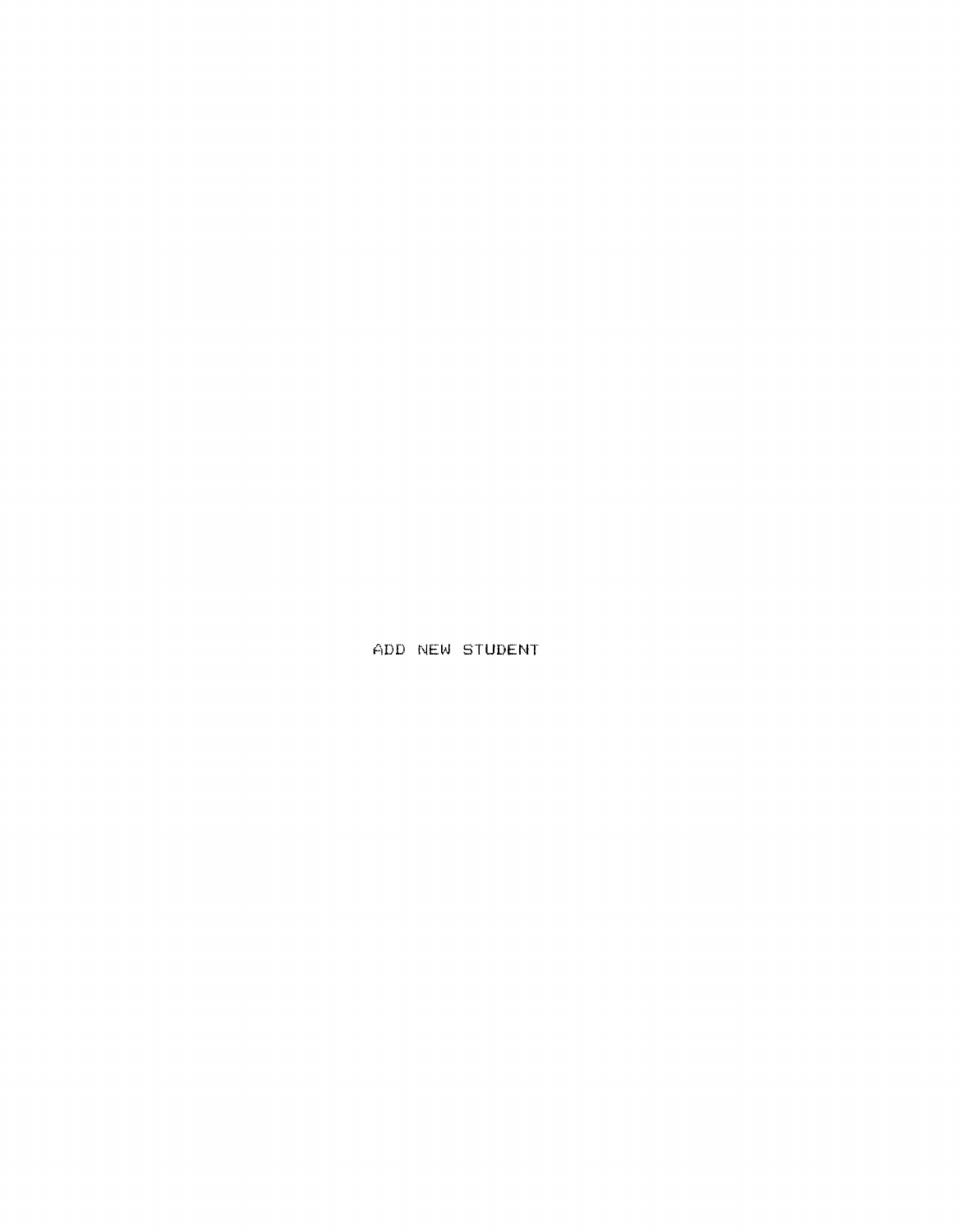ADD NEW STUDENT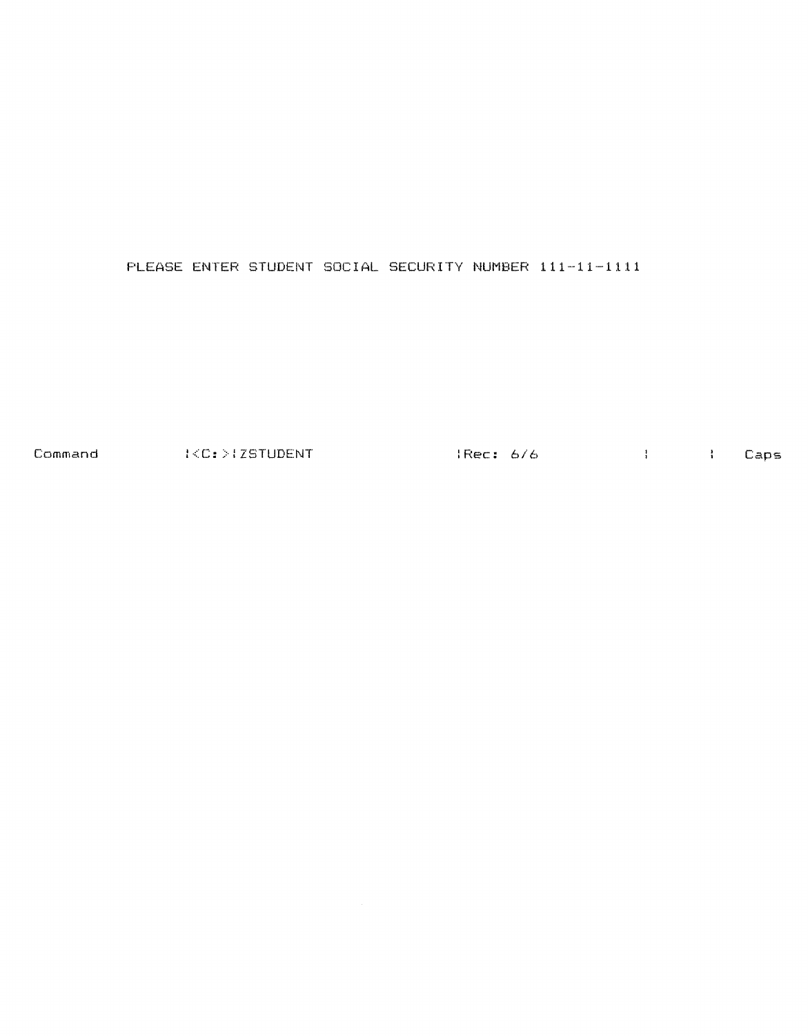PLEASE ENTER STUDENT SOCIAL SECURITY NUMBER 111-11-1111

```
Command          |<C:>|ZSTUDENT              |Rec: 6/6          |     |    Caps
```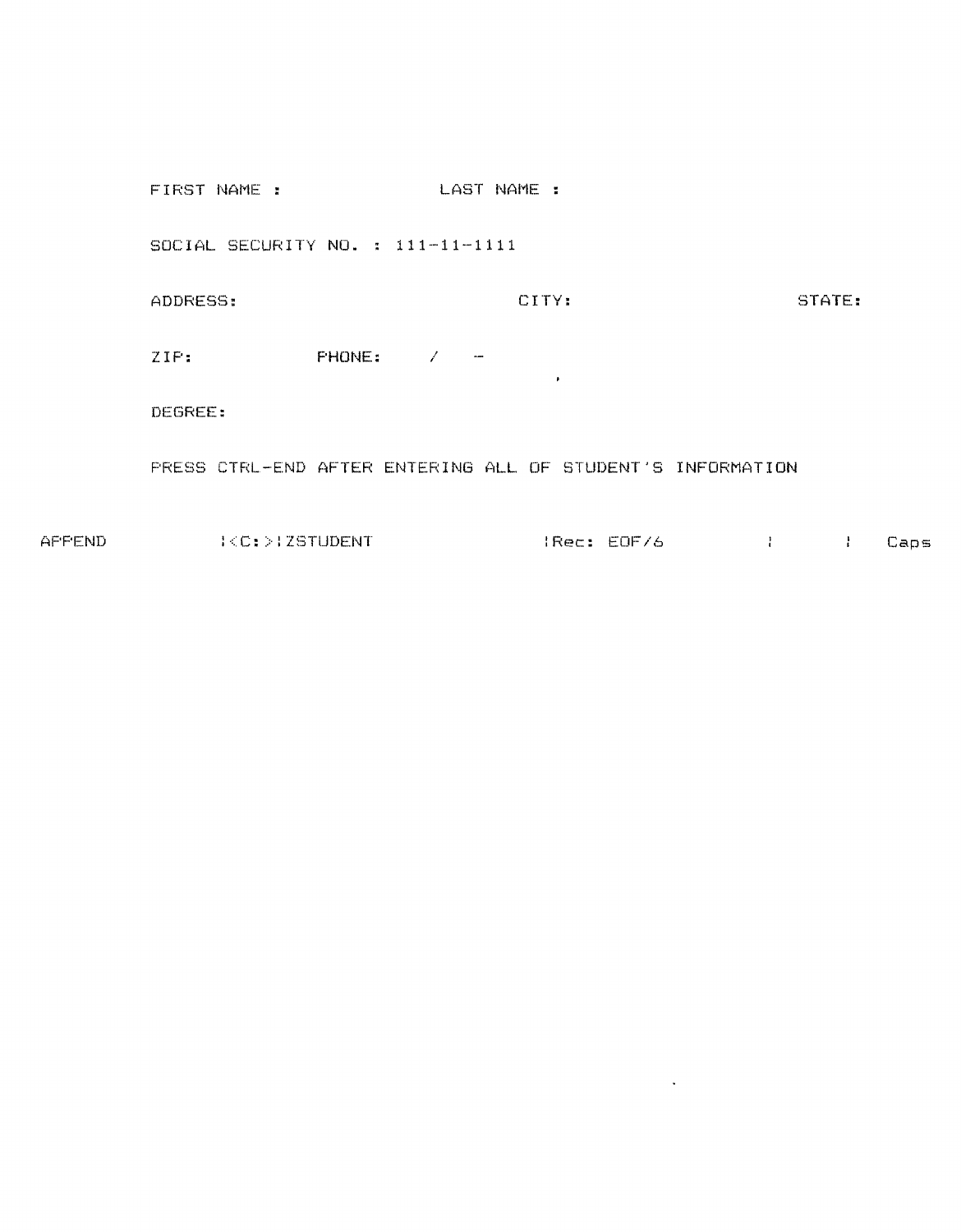FIRST NAME :                LAST NAME :

SOCIAL SECURITY NO. : 111-11-1111

ADDRESS:                              CITY:                          STATE:

ZIP:            PHONE:      /   -

DEGREE:

PRESS CTRL-END AFTER ENTERING ALL OF STUDENT'S INFORMATION

APPEND          |<C:>|ZSTUDENT                  |Rec: EOF/6          |        |    Caps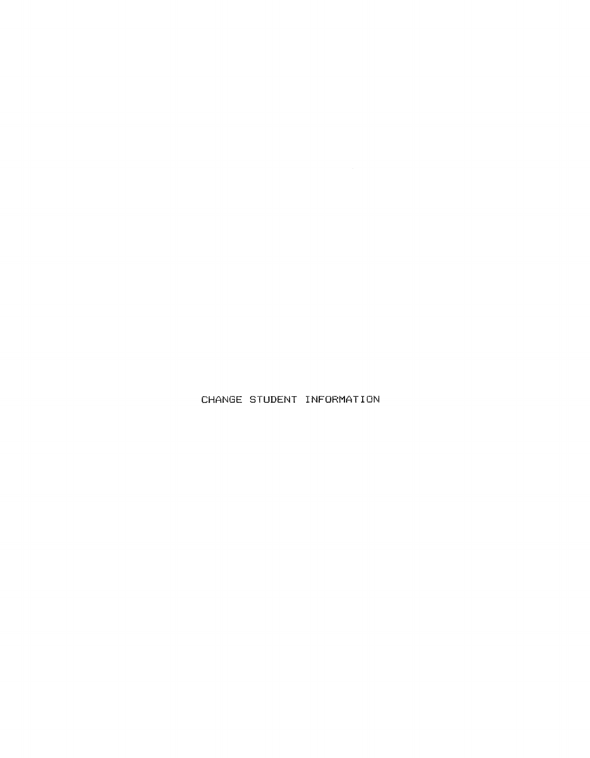# CHANGE STUDENT INFORMATION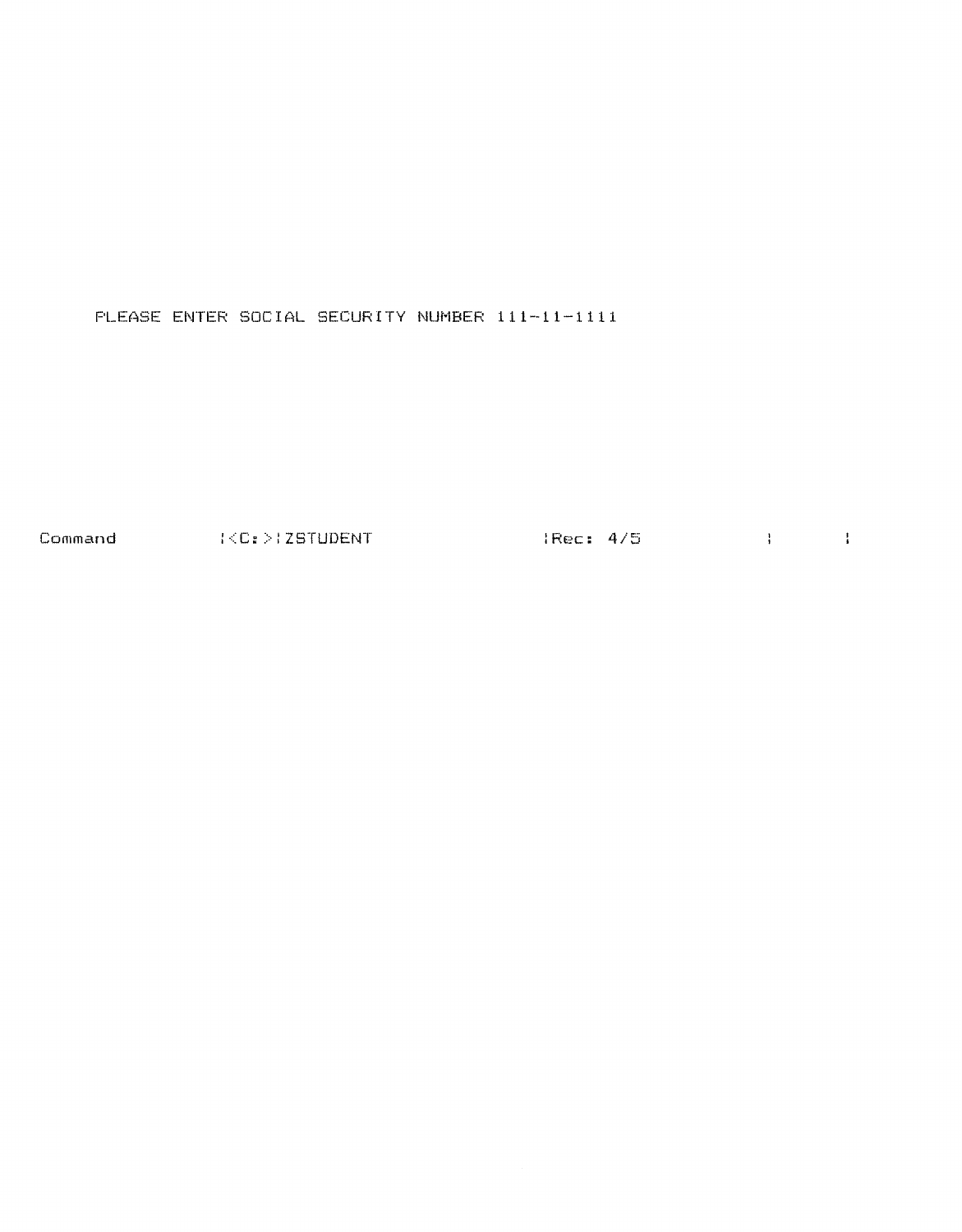```
PLEASE ENTER SOCIAL SECURITY NUMBER 111-11-1111




Command         |<C:>|ZSTUDENT                |Rec: 4/5             |       |
```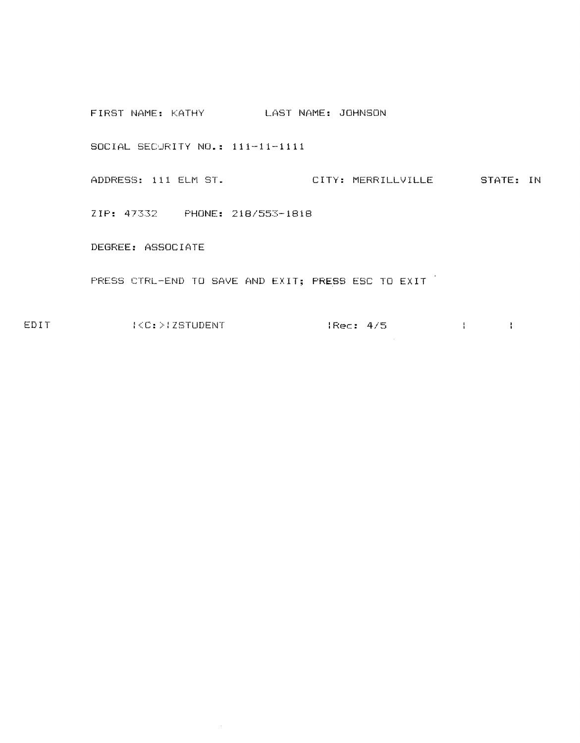FIRST NAME: KATHY          LAST NAME: JOHNSON

SOCIAL SECURITY NO.: 111-11-1111

ADDRESS: 111 ELM ST.          CITY: MERRILLVILLE          STATE: IN

ZIP: 47332     PHONE: 218/553-1818

DEGREE: ASSOCIATE

PRESS CTRL-END TO SAVE AND EXIT; PRESS ESC TO EXIT

EDIT          |<C:>|ZSTUDENT          |Rec: 4/5          |          |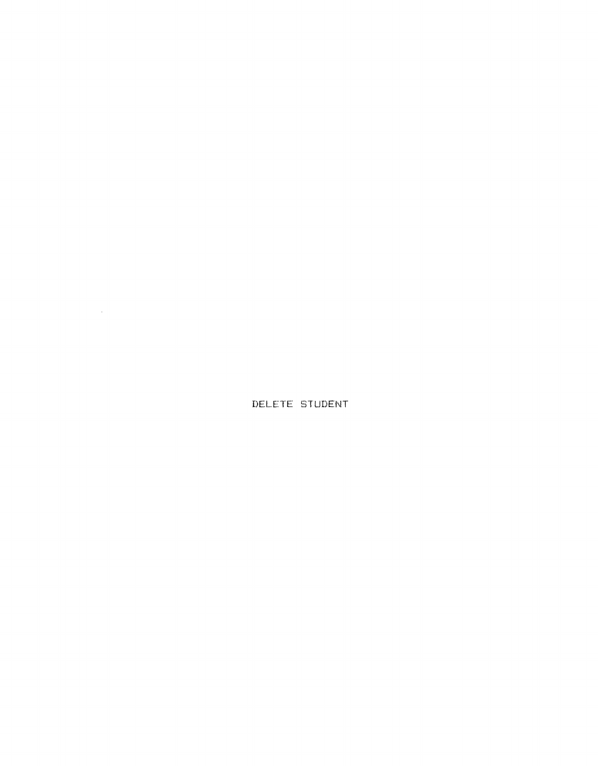DELETE STUDENT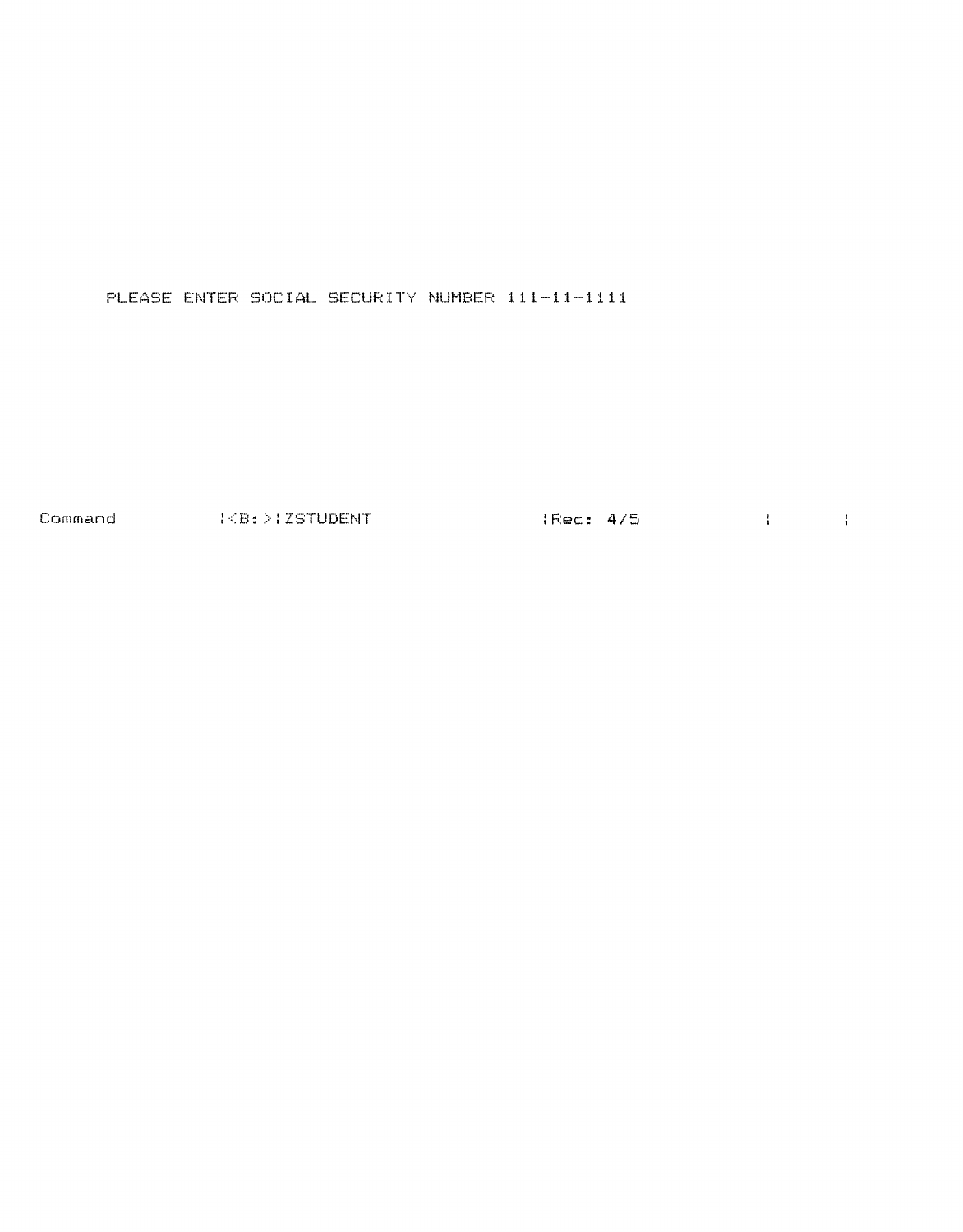```
PLEASE ENTER SOCIAL SECURITY NUMBER 111-11-1111




Command         |<B:>|ZSTUDENT              |Rec: 4/5         |      |
```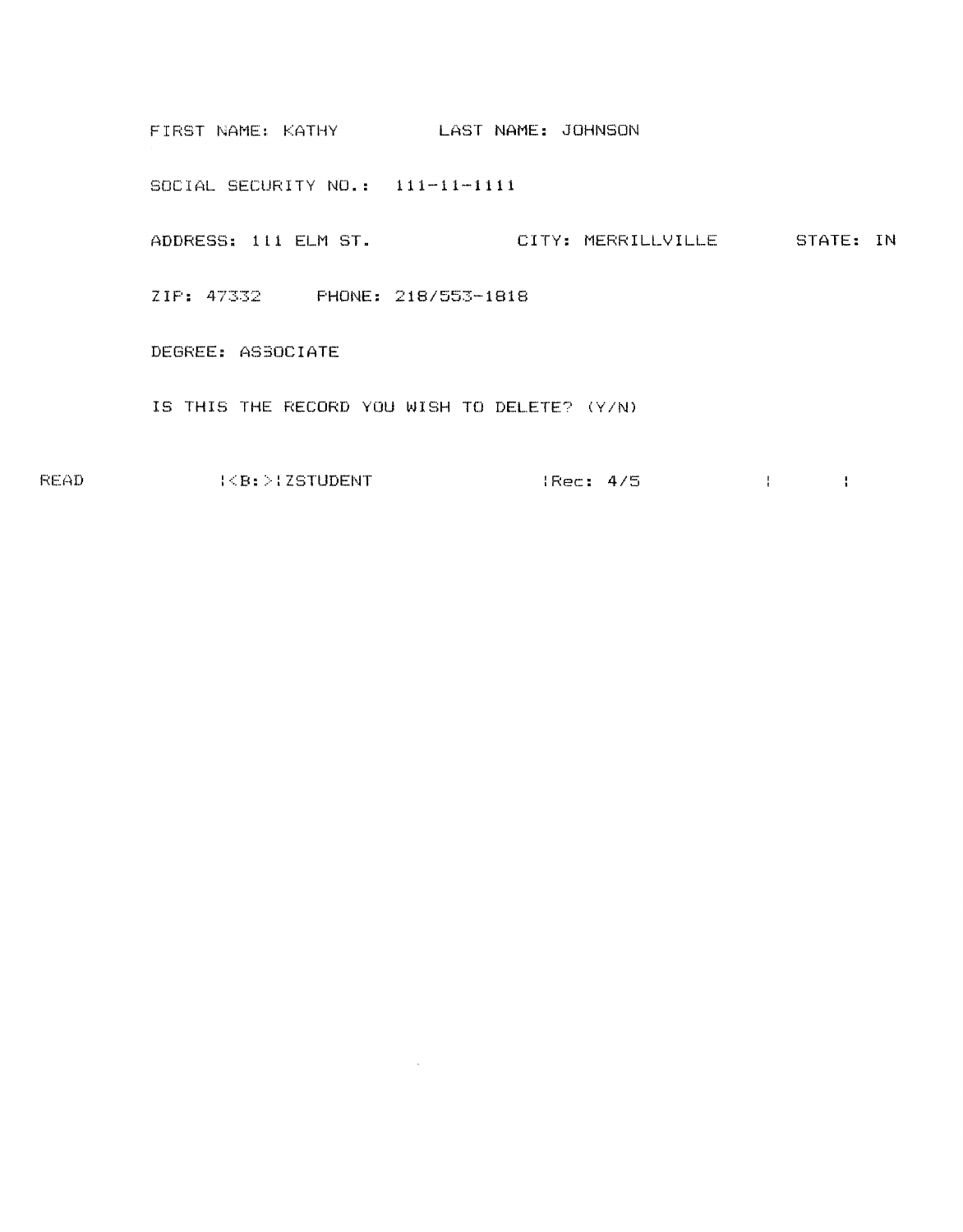FIRST NAME: KATHY          LAST NAME: JOHNSON

SOCIAL SECURITY NO.:  111-11-1111

ADDRESS: 111 ELM ST.              CITY: MERRILLVILLE        STATE: IN

ZIP: 47332      PHONE: 218/553-1818

DEGREE: ASSOCIATE

IS THIS THE RECORD YOU WISH TO DELETE? (Y/N)

READ          |<B:>|ZSTUDENT               |Rec: 4/5          |        |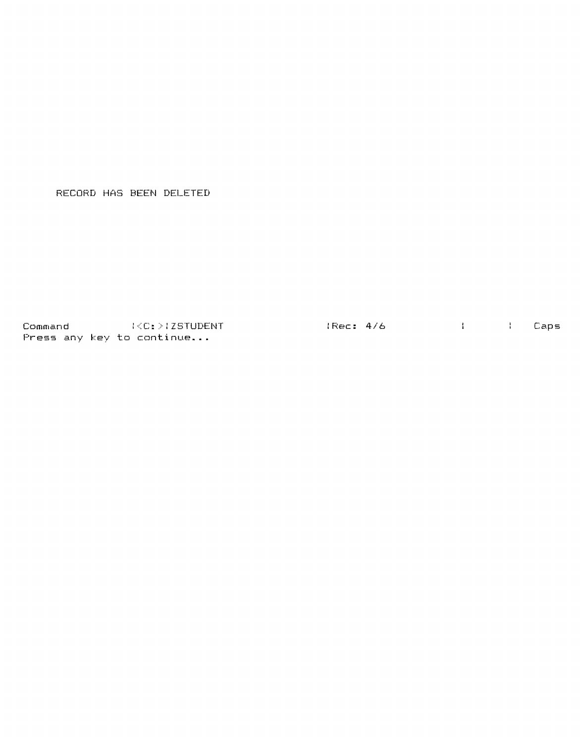RECORD HAS BEEN DELETED

```
Command          |<C:>|ZSTUDENT                    |Rec: 4/6            |       |    Caps
Press any key to continue...
```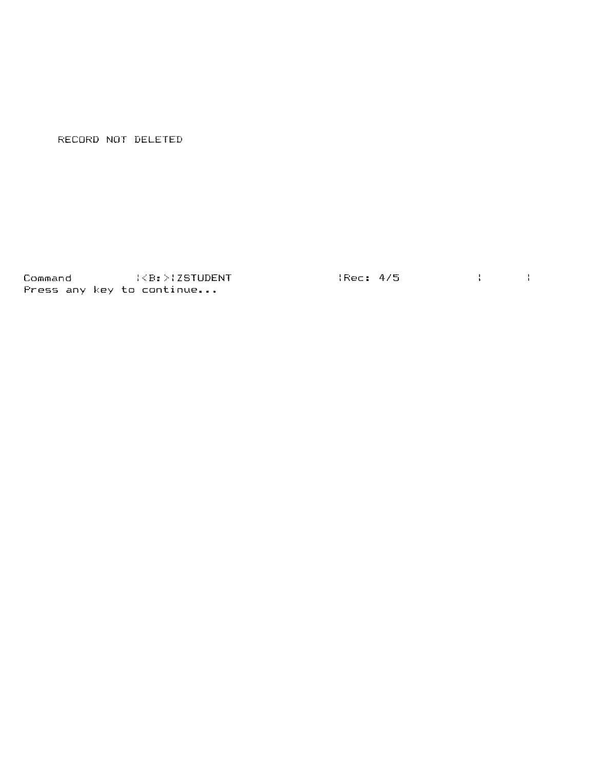RECORD NOT DELETED

```
Command         |<B:>|ZSTUDENT                  |Rec: 4/5          |      |
Press any key to continue...
```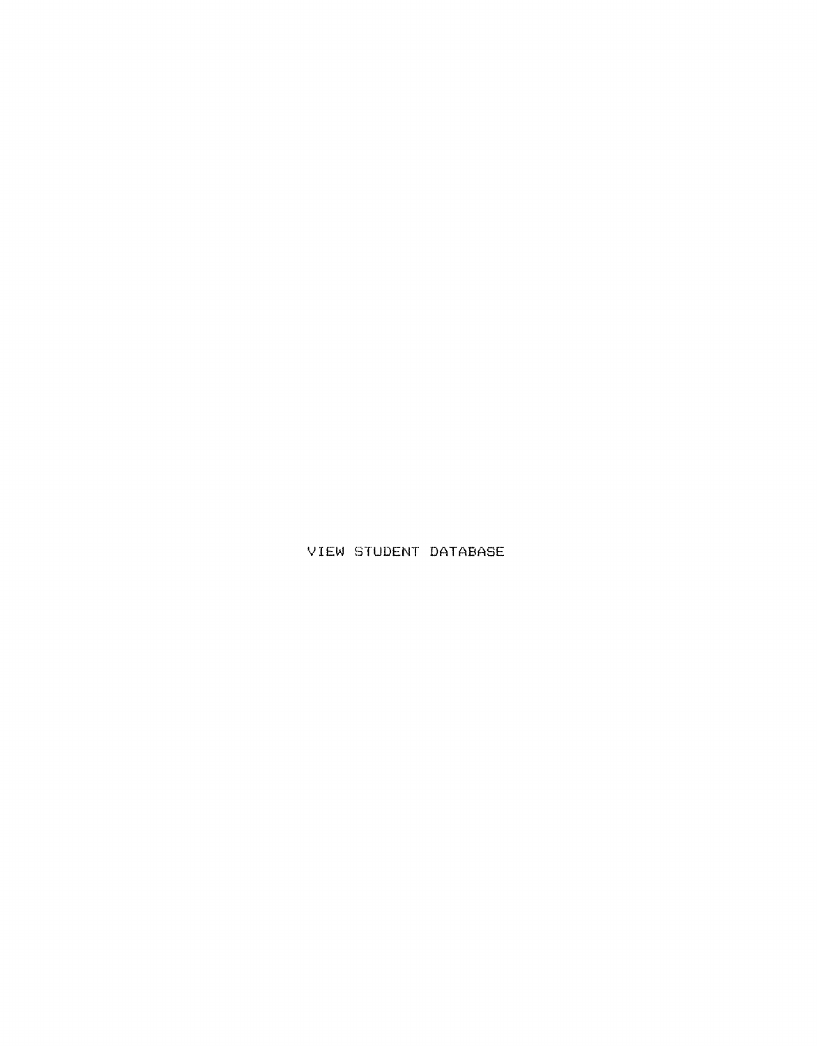VIEW STUDENT DATABASE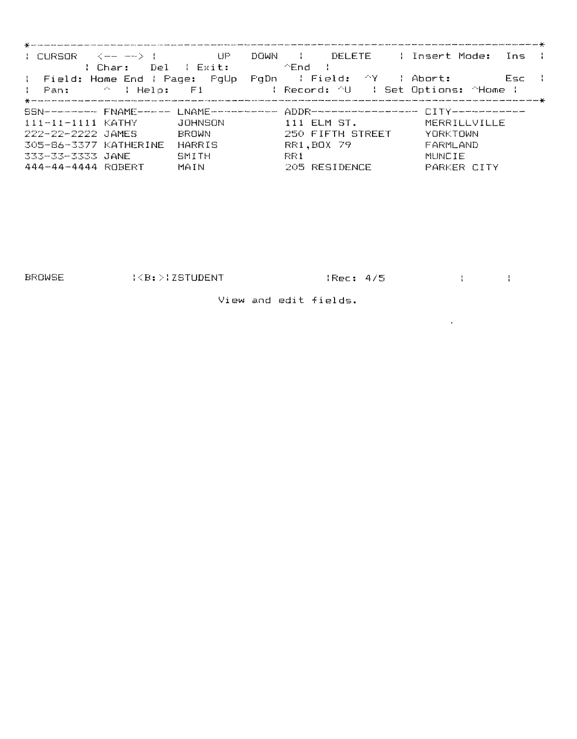```
*----------------------------------------------------------------------------*
| CURSOR    <-- -->  |         UP    DOWN    |    DELETE     | Insert Mode:   Ins  |
        | Char:     Del   | Exit:          ^End   |
|  Field: Home End | Page:  PgUp  PgDn   | Field:   ^Y    | Abort:          Esc  |
|  Pan:        ^   | Help:    F1          | Record: ^U    | Set Options: ^Home |
*----------------------------------------------------------------------------*
SSN---------- FNAME------ LNAME----------- ADDR---------------- CITY-----------
111-11-1111 KATHY      JOHNSON         111 ELM ST.          MERRILLVILLE
222-22-2222 JAMES      BROWN           250 FIFTH STREET     YORKTOWN
305-86-3377 KATHERINE  HARRIS          RR1,BOX 79           FARMLAND
333-33-3333 JANE       SMITH           RR1                  MUNCIE
444-44-4444 ROBERT     MAIN            205 RESIDENCE        PARKER CITY



BROWSE          |<B:>|ZSTUDENT              |Rec: 4/5            |       |
                                View and edit fields.
```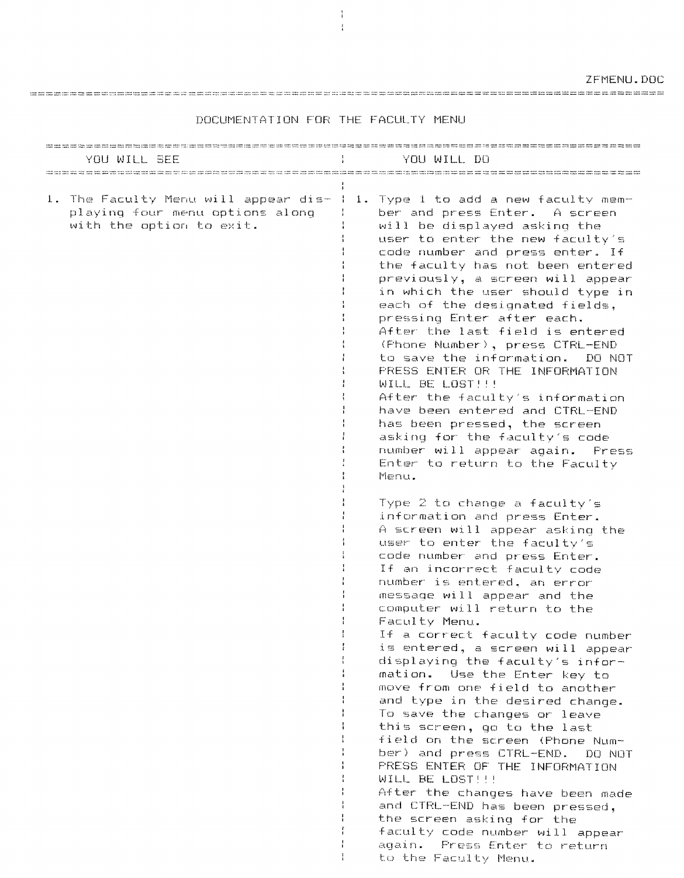ZFMENU.DOC

## DOCUMENTATION FOR THE FACULTY MENU

| YOU WILL SEE | YOU WILL DO |
|---|---|
| 1. The Faculty Menu will appear displaying four menu options along with the option to exit. | 1. Type 1 to add a new faculty member and press Enter. A screen will be displayed asking the user to enter the new faculty's code number and press enter. If the faculty has not been entered previously, a screen will appear in which the user should type in each of the designated fields, pressing Enter after each. After the last field is entered (Phone Number), press CTRL-END to save the information. DO NOT PRESS ENTER OR THE INFORMATION WILL BE LOST!!! After the faculty's information have been entered and CTRL-END has been pressed, the screen asking for the faculty's code number will appear again. Press Enter to return to the Faculty Menu.<br><br>Type 2 to change a faculty's information and press Enter. A screen will appear asking the user to enter the faculty's code number and press Enter. If an incorrect faculty code number is entered, an error message will appear and the computer will return to the Faculty Menu. If a correct faculty code number is entered, a screen will appear displaying the faculty's information. Use the Enter key to move from one field to another and type in the desired change. To save the changes or leave this screen, go to the last field on the screen (Phone Number) and press CTRL-END. DO NOT PRESS ENTER OF THE INFORMATION WILL BE LOST!!! After the changes have been made and CTRL-END has been pressed, the screen asking for the faculty code number will appear again. Press Enter to return to the Faculty Menu. |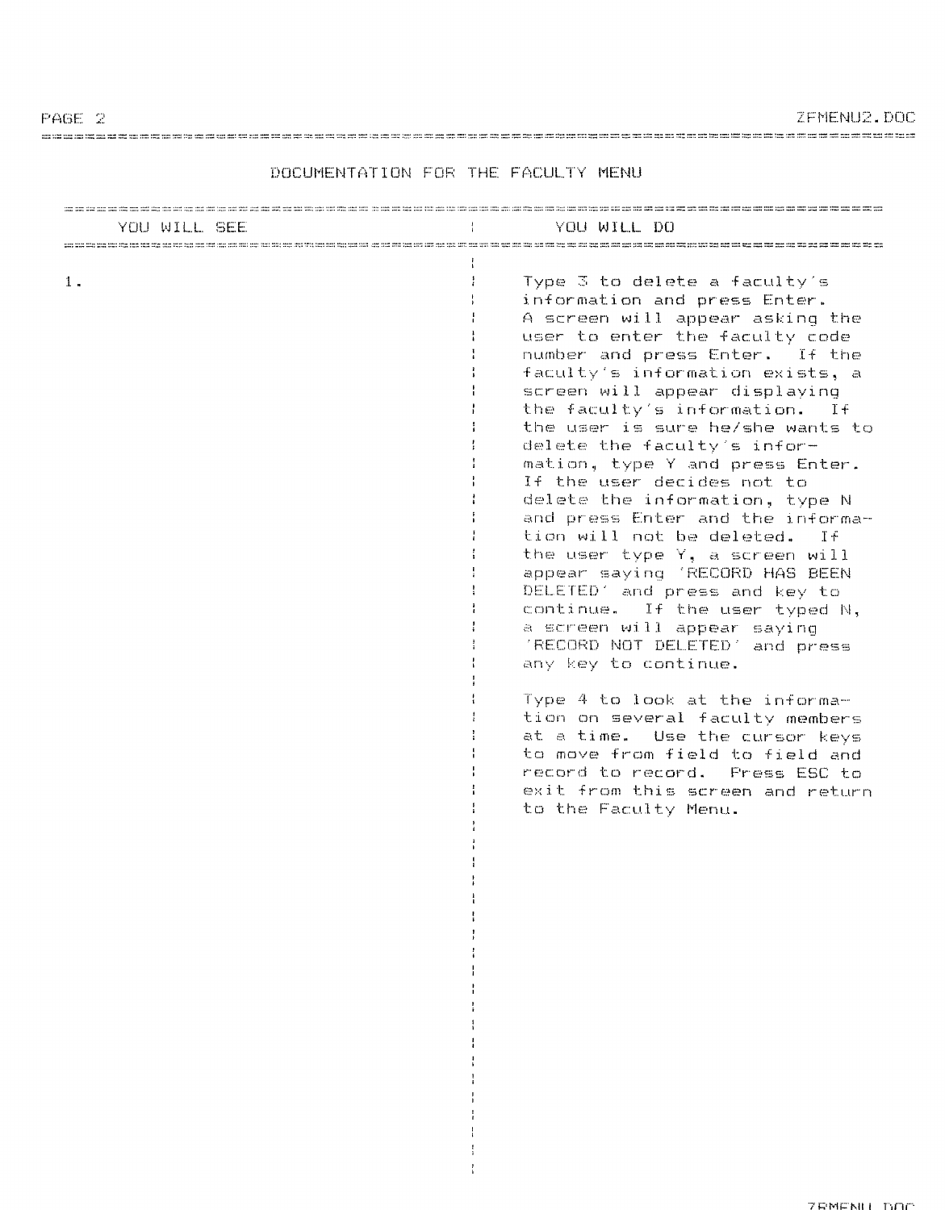## DOCUMENTATION FOR THE FACULTY MENU

| YOU WILL SEE | YOU WILL DO |
|---|---|
| 1. | Type 3 to delete a faculty's information and press Enter. A screen will appear asking the user to enter the faculty code number and press Enter. If the faculty's information exists, a screen will appear displaying the faculty's information. If the user is sure he/she wants to delete the faculty's information, type Y and press Enter. If the user decides not to delete the information, type N and press Enter and the information will not be deleted. If the user type Y, a screen will appear saying 'RECORD HAS BEEN DELETED' and press and key to continue. If the user typed N, a screen will appear saying 'RECORD NOT DELETED' and press any key to continue. |
| | Type 4 to look at the information on several faculty members at a time. Use the cursor keys to move from field to field and record to record. Press ESC to exit from this screen and return to the Faculty Menu. |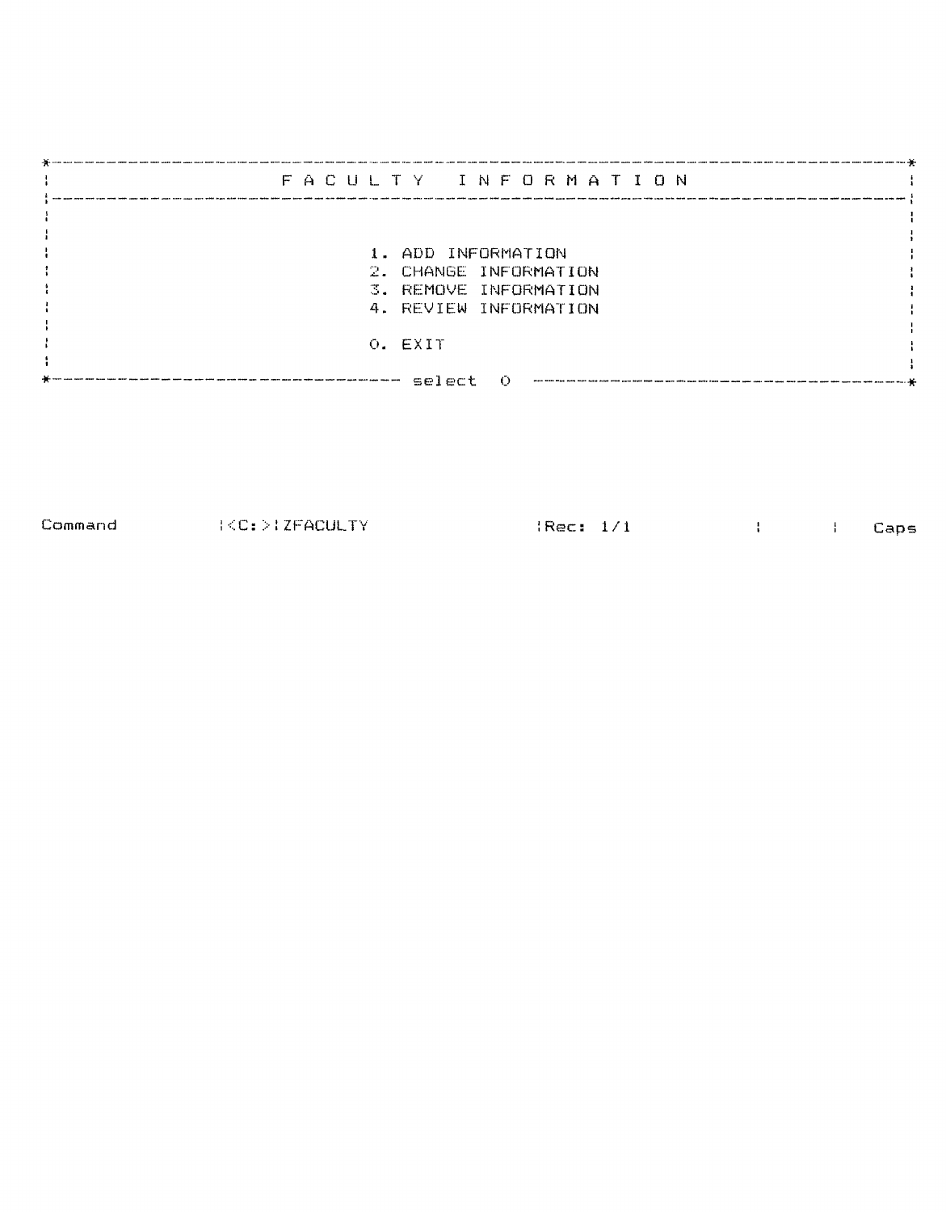```
*------------------------------------------------------------------------------------------*
:                         F A C U L T Y   I N F O R M A T I O N                            :
:------------------------------------------------------------------------------------------:
:                                                                                          :
:                                                                                          :
:                               1. ADD INFORMATION                                         :
:                               2. CHANGE INFORMATION                                      :
:                               3. REMOVE INFORMATION                                      :
:                               4. REVIEW INFORMATION                                      :
:                                                                                          :
:                               0. EXIT                                                    :
:                                                                                          :
*------------------------------------ select  0 -------------------------------------------*



Command          |<C:>|ZFACULTY                |Rec: 1/1            |       |    Caps
```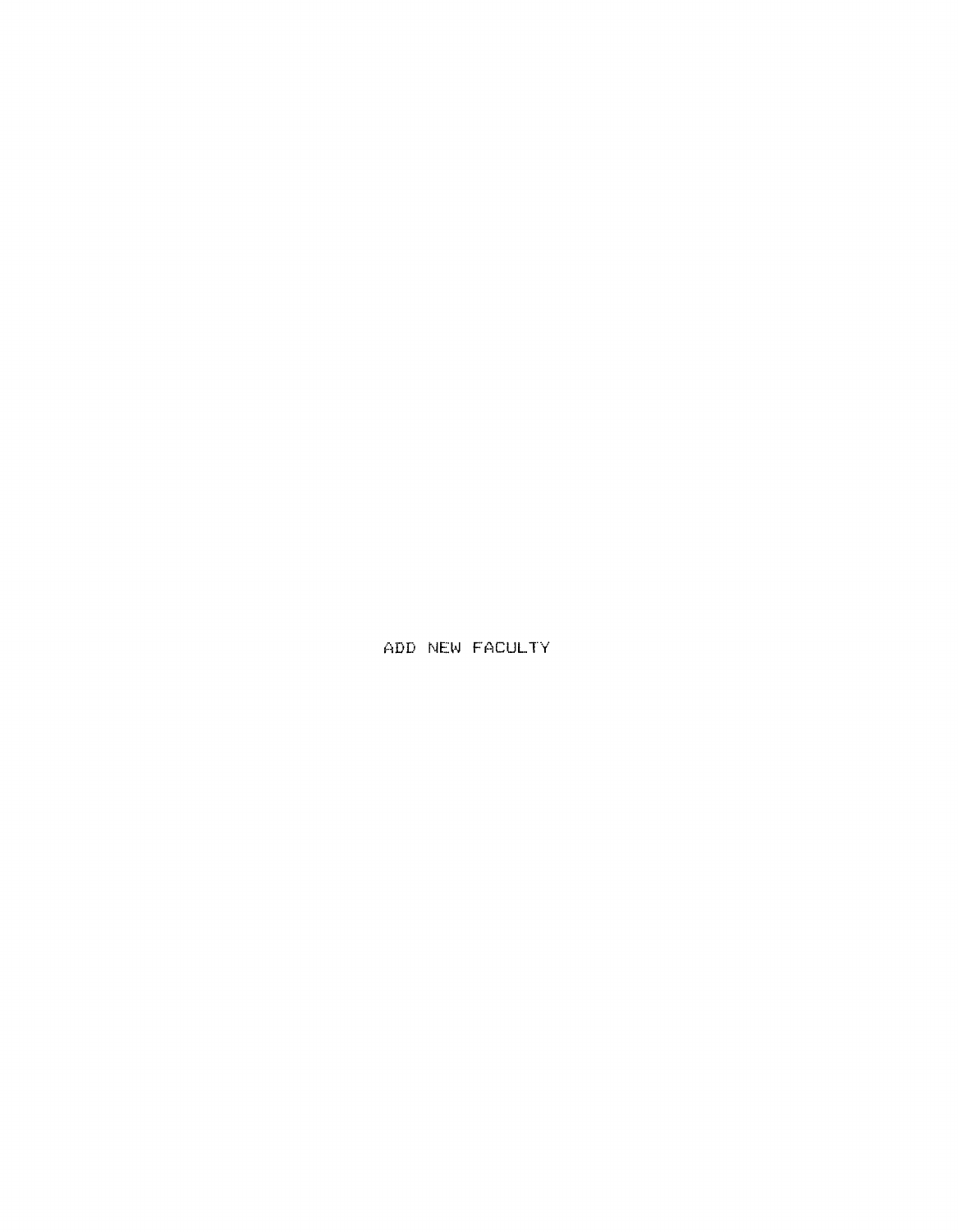ADD NEW FACULTY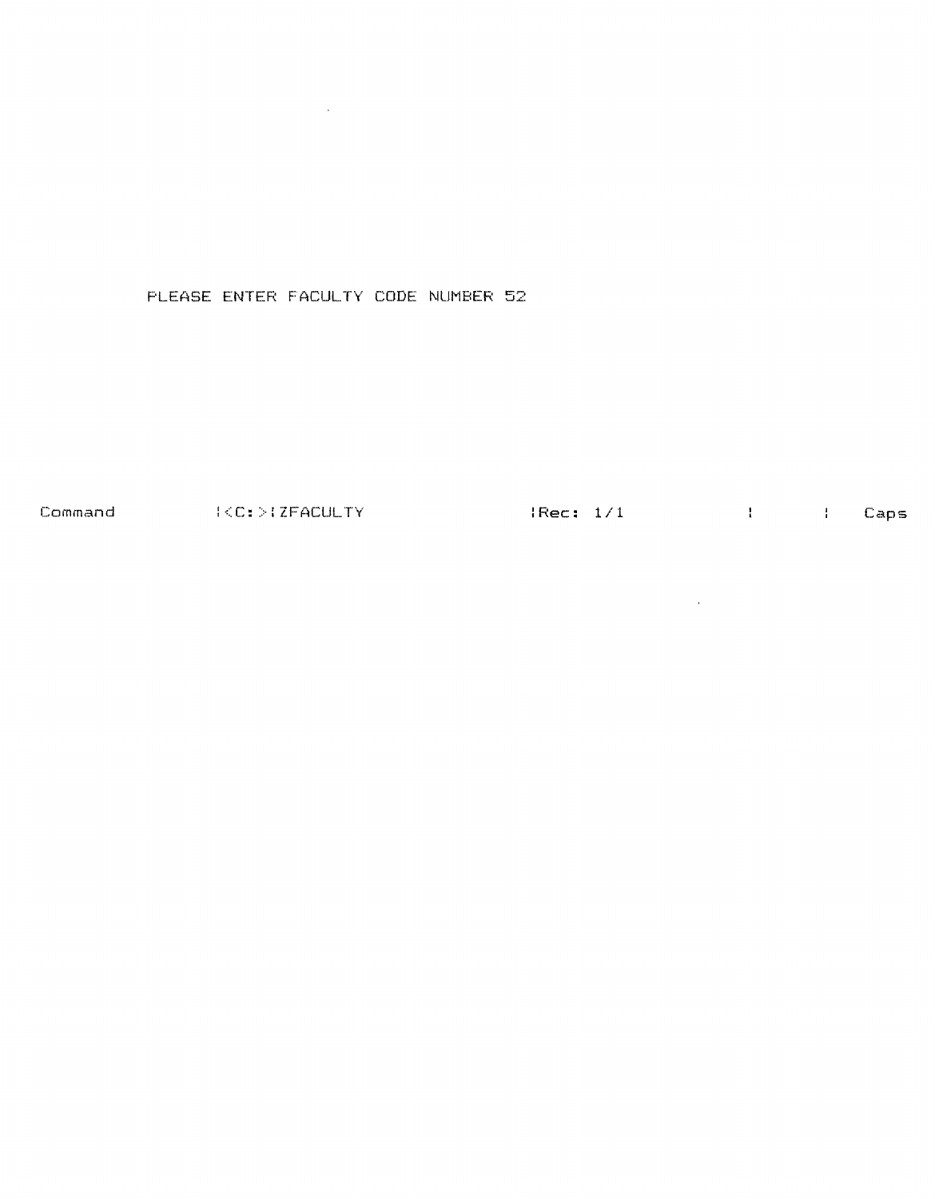PLEASE ENTER FACULTY CODE NUMBER 52

Command |<C:>|ZFACULTY |Rec: 1/1 | | Caps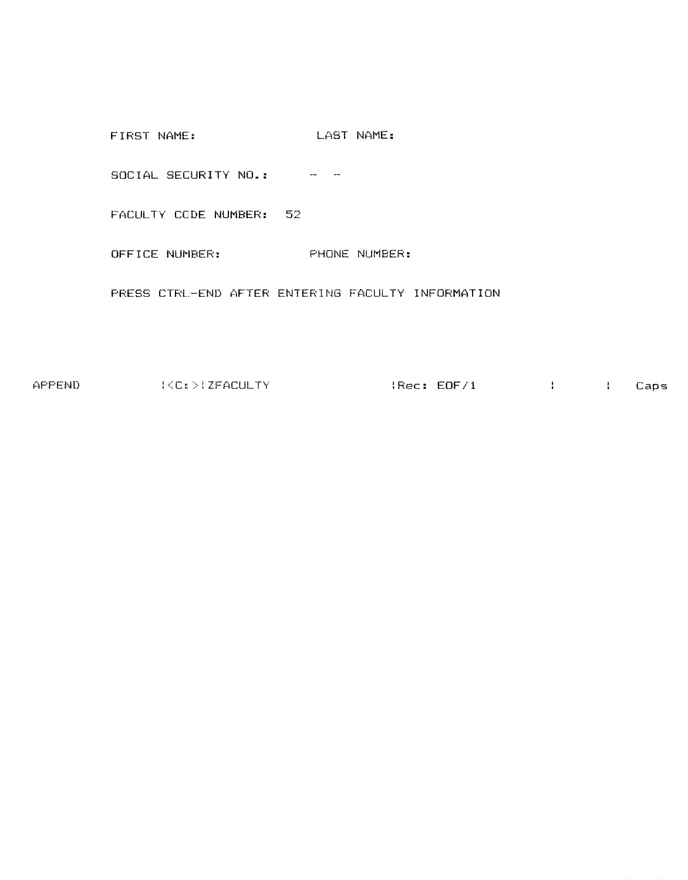FIRST NAME: LAST NAME:

SOCIAL SECURITY NO.: - -

FACULTY CODE NUMBER: 52

OFFICE NUMBER: PHONE NUMBER:

PRESS CTRL-END AFTER ENTERING FACULTY INFORMATION

APPEND |<C:>|ZFACULTY |Rec: EOF/1 | | Caps